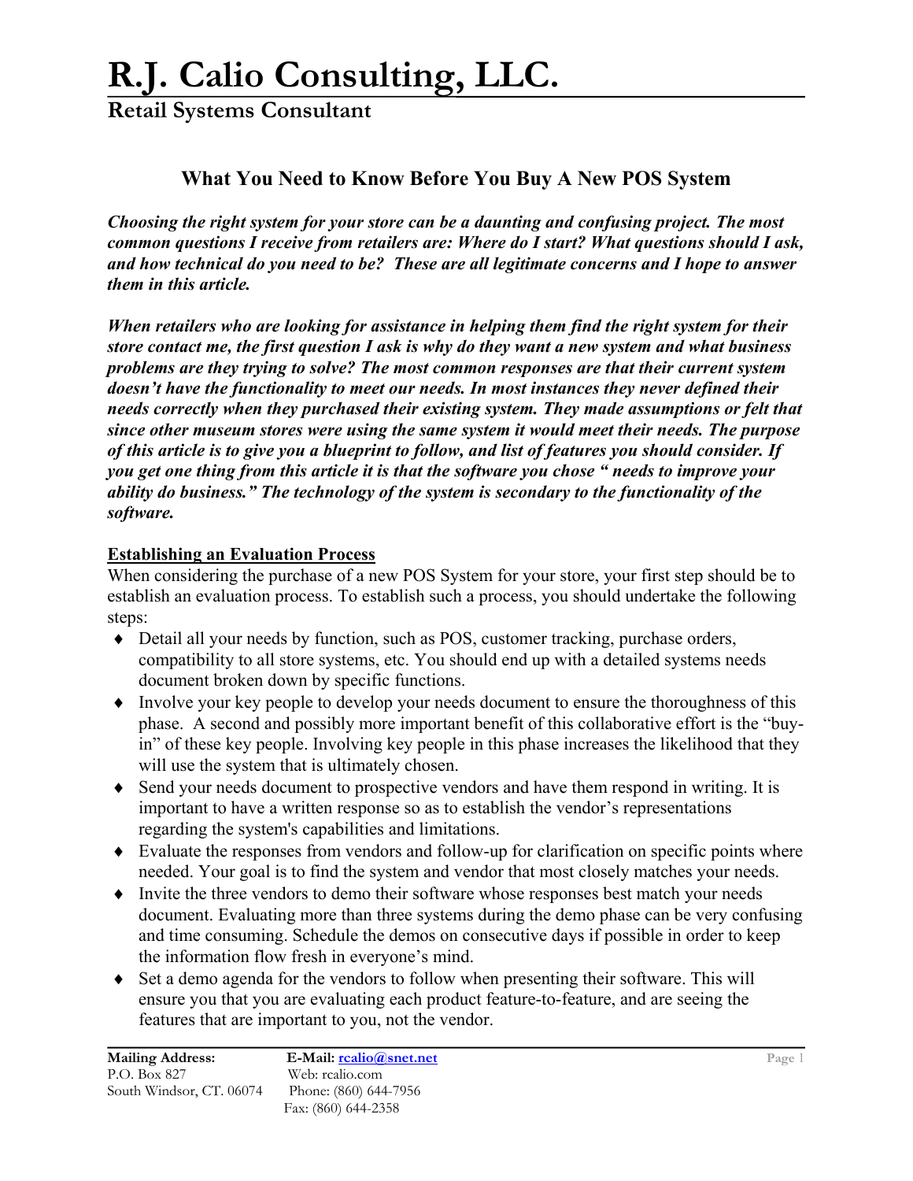# R.J. Calio Consulting, LLC.

## Retail Systems Consultant

### What You Need to Know Before You Buy A New POS System

***Choosing the right system for your store can be a daunting and confusing project. The most common questions I receive from retailers are: Where do I start? What questions should I ask, and how technical do you need to be? These are all legitimate concerns and I hope to answer them in this article.***

***When retailers who are looking for assistance in helping them find the right system for their store contact me, the first question I ask is why do they want a new system and what business problems are they trying to solve? The most common responses are that their current system doesn't have the functionality to meet our needs. In most instances they never defined their needs correctly when they purchased their existing system. They made assumptions or felt that since other museum stores were using the same system it would meet their needs. The purpose of this article is to give you a blueprint to follow, and list of features you should consider. If you get one thing from this article it is that the software you chose " needs to improve your ability do business." The technology of the system is secondary to the functionality of the software.***

**Establishing an Evaluation Process**

When considering the purchase of a new POS System for your store, your first step should be to establish an evaluation process. To establish such a process, you should undertake the following steps:

- Detail all your needs by function, such as POS, customer tracking, purchase orders, compatibility to all store systems, etc. You should end up with a detailed systems needs document broken down by specific functions.
- Involve your key people to develop your needs document to ensure the thoroughness of this phase. A second and possibly more important benefit of this collaborative effort is the "buy-in" of these key people. Involving key people in this phase increases the likelihood that they will use the system that is ultimately chosen.
- Send your needs document to prospective vendors and have them respond in writing. It is important to have a written response so as to establish the vendor's representations regarding the system's capabilities and limitations.
- Evaluate the responses from vendors and follow-up for clarification on specific points where needed. Your goal is to find the system and vendor that most closely matches your needs.
- Invite the three vendors to demo their software whose responses best match your needs document. Evaluating more than three systems during the demo phase can be very confusing and time consuming. Schedule the demos on consecutive days if possible in order to keep the information flow fresh in everyone's mind.
- Set a demo agenda for the vendors to follow when presenting their software. This will ensure you that you are evaluating each product feature-to-feature, and are seeing the features that are important to you, not the vendor.

**Mailing Address:** P.O. Box 827 South Windsor, CT. 06074 **E-Mail:** rcalio@snet.net Web: rcalio.com Phone: (860) 644-7956 Fax: (860) 644-2358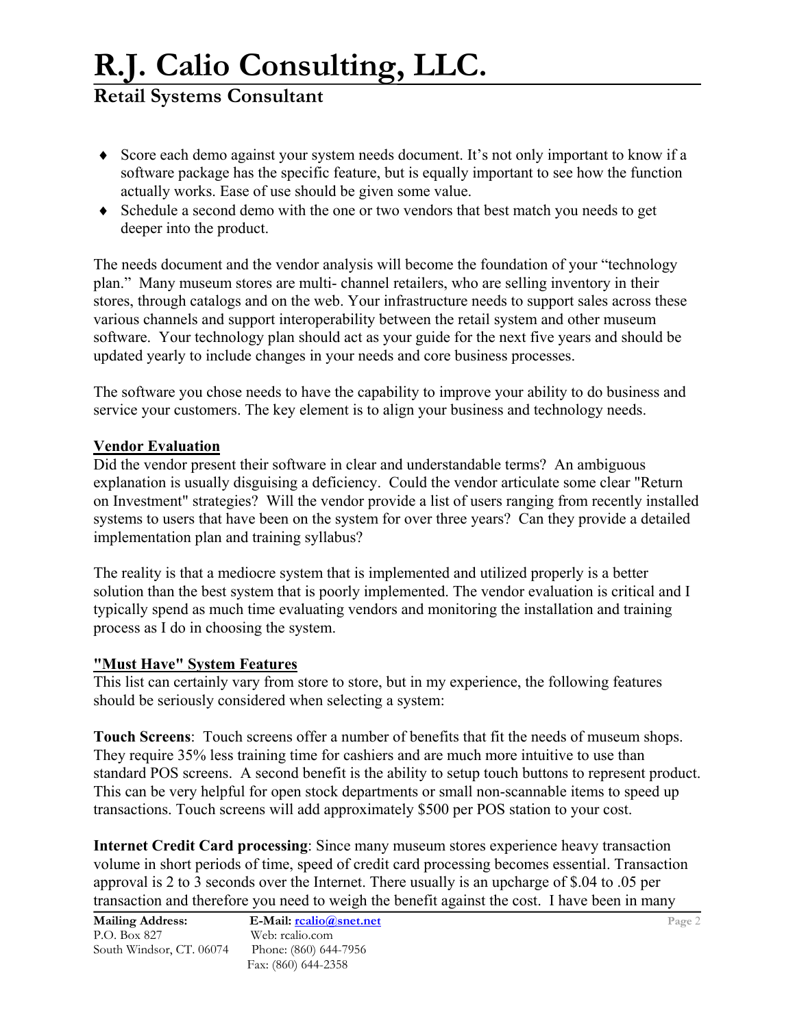- Score each demo against your system needs document. It's not only important to know if a software package has the specific feature, but is equally important to see how the function actually works. Ease of use should be given some value.
- Schedule a second demo with the one or two vendors that best match you needs to get deeper into the product.

The needs document and the vendor analysis will become the foundation of your "technology plan." Many museum stores are multi- channel retailers, who are selling inventory in their stores, through catalogs and on the web. Your infrastructure needs to support sales across these various channels and support interoperability between the retail system and other museum software. Your technology plan should act as your guide for the next five years and should be updated yearly to include changes in your needs and core business processes.

The software you chose needs to have the capability to improve your ability to do business and service your customers. The key element is to align your business and technology needs.

**Vendor Evaluation**

Did the vendor present their software in clear and understandable terms? An ambiguous explanation is usually disguising a deficiency. Could the vendor articulate some clear "Return on Investment" strategies? Will the vendor provide a list of users ranging from recently installed systems to users that have been on the system for over three years? Can they provide a detailed implementation plan and training syllabus?

The reality is that a mediocre system that is implemented and utilized properly is a better solution than the best system that is poorly implemented. The vendor evaluation is critical and I typically spend as much time evaluating vendors and monitoring the installation and training process as I do in choosing the system.

**"Must Have" System Features**

This list can certainly vary from store to store, but in my experience, the following features should be seriously considered when selecting a system:

**Touch Screens**: Touch screens offer a number of benefits that fit the needs of museum shops. They require 35% less training time for cashiers and are much more intuitive to use than standard POS screens. A second benefit is the ability to setup touch buttons to represent product. This can be very helpful for open stock departments or small non-scannable items to speed up transactions. Touch screens will add approximately $500 per POS station to your cost.

**Internet Credit Card processing**: Since many museum stores experience heavy transaction volume in short periods of time, speed of credit card processing becomes essential. Transaction approval is 2 to 3 seconds over the Internet. There usually is an upcharge of $.04 to .05 per transaction and therefore you need to weigh the benefit against the cost. I have been in many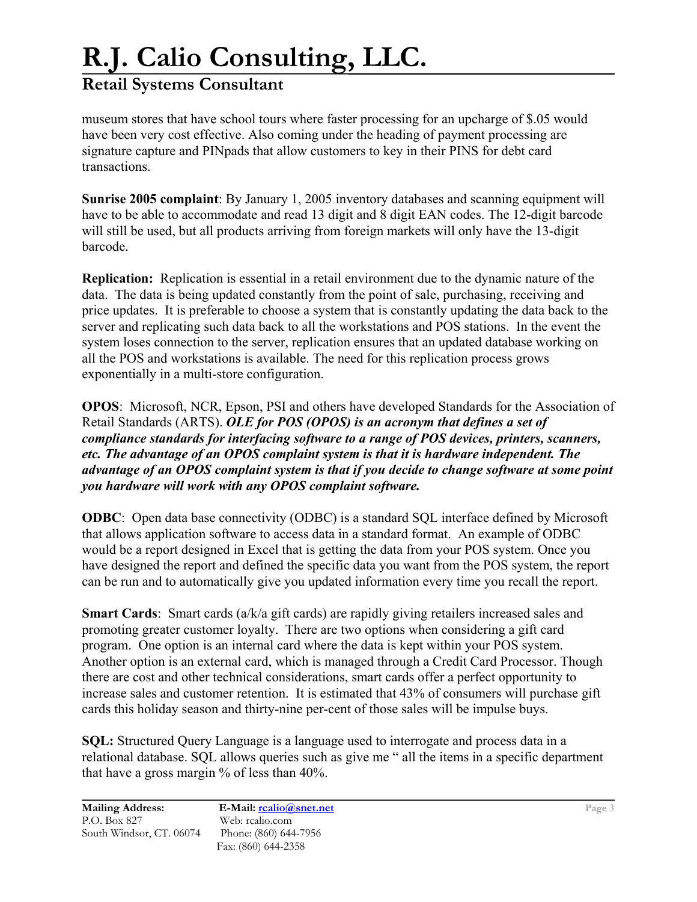museum stores that have school tours where faster processing for an upcharge of $.05 would have been very cost effective. Also coming under the heading of payment processing are signature capture and PINpads that allow customers to key in their PINS for debt card transactions.

**Sunrise 2005 complaint**: By January 1, 2005 inventory databases and scanning equipment will have to be able to accommodate and read 13 digit and 8 digit EAN codes. The 12-digit barcode will still be used, but all products arriving from foreign markets will only have the 13-digit barcode.

**Replication:** Replication is essential in a retail environment due to the dynamic nature of the data. The data is being updated constantly from the point of sale, purchasing, receiving and price updates. It is preferable to choose a system that is constantly updating the data back to the server and replicating such data back to all the workstations and POS stations. In the event the system loses connection to the server, replication ensures that an updated database working on all the POS and workstations is available. The need for this replication process grows exponentially in a multi-store configuration.

**OPOS**: Microsoft, NCR, Epson, PSI and others have developed Standards for the Association of Retail Standards (ARTS). ***OLE for POS (OPOS) is an acronym that defines a set of compliance standards for interfacing software to a range of POS devices, printers, scanners, etc. The advantage of an OPOS complaint system is that it is hardware independent. The advantage of an OPOS complaint system is that if you decide to change software at some point you hardware will work with any OPOS complaint software.***

**ODBC**: Open data base connectivity (ODBC) is a standard SQL interface defined by Microsoft that allows application software to access data in a standard format. An example of ODBC would be a report designed in Excel that is getting the data from your POS system. Once you have designed the report and defined the specific data you want from the POS system, the report can be run and to automatically give you updated information every time you recall the report.

**Smart Cards**: Smart cards (a/k/a gift cards) are rapidly giving retailers increased sales and promoting greater customer loyalty. There are two options when considering a gift card program. One option is an internal card where the data is kept within your POS system. Another option is an external card, which is managed through a Credit Card Processor. Though there are cost and other technical considerations, smart cards offer a perfect opportunity to increase sales and customer retention. It is estimated that 43% of consumers will purchase gift cards this holiday season and thirty-nine per-cent of those sales will be impulse buys.

**SQL:** Structured Query Language is a language used to interrogate and process data in a relational database. SQL allows queries such as give me " all the items in a specific department that have a gross margin % of less than 40%.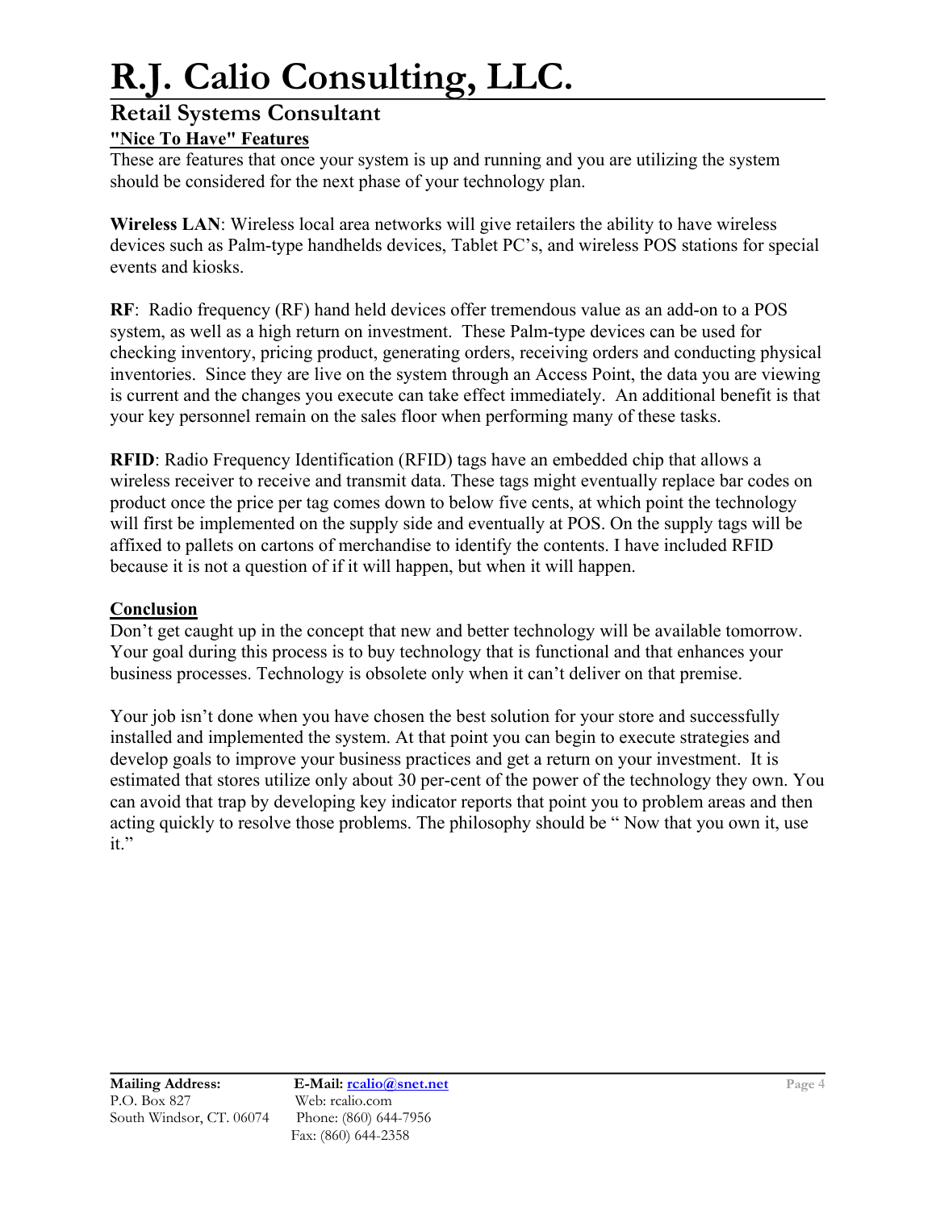# R.J. Calio Consulting, LLC.

## Retail Systems Consultant

**"Nice To Have" Features**

These are features that once your system is up and running and you are utilizing the system should be considered for the next phase of your technology plan.

**Wireless LAN**: Wireless local area networks will give retailers the ability to have wireless devices such as Palm-type handhelds devices, Tablet PC's, and wireless POS stations for special events and kiosks.

**RF**: Radio frequency (RF) hand held devices offer tremendous value as an add-on to a POS system, as well as a high return on investment. These Palm-type devices can be used for checking inventory, pricing product, generating orders, receiving orders and conducting physical inventories. Since they are live on the system through an Access Point, the data you are viewing is current and the changes you execute can take effect immediately. An additional benefit is that your key personnel remain on the sales floor when performing many of these tasks.

**RFID**: Radio Frequency Identification (RFID) tags have an embedded chip that allows a wireless receiver to receive and transmit data. These tags might eventually replace bar codes on product once the price per tag comes down to below five cents, at which point the technology will first be implemented on the supply side and eventually at POS. On the supply tags will be affixed to pallets on cartons of merchandise to identify the contents. I have included RFID because it is not a question of if it will happen, but when it will happen.

**Conclusion**

Don't get caught up in the concept that new and better technology will be available tomorrow. Your goal during this process is to buy technology that is functional and that enhances your business processes. Technology is obsolete only when it can't deliver on that premise.

Your job isn't done when you have chosen the best solution for your store and successfully installed and implemented the system. At that point you can begin to execute strategies and develop goals to improve your business practices and get a return on your investment. It is estimated that stores utilize only about 30 per-cent of the power of the technology they own. You can avoid that trap by developing key indicator reports that point you to problem areas and then acting quickly to resolve those problems. The philosophy should be " Now that you own it, use it."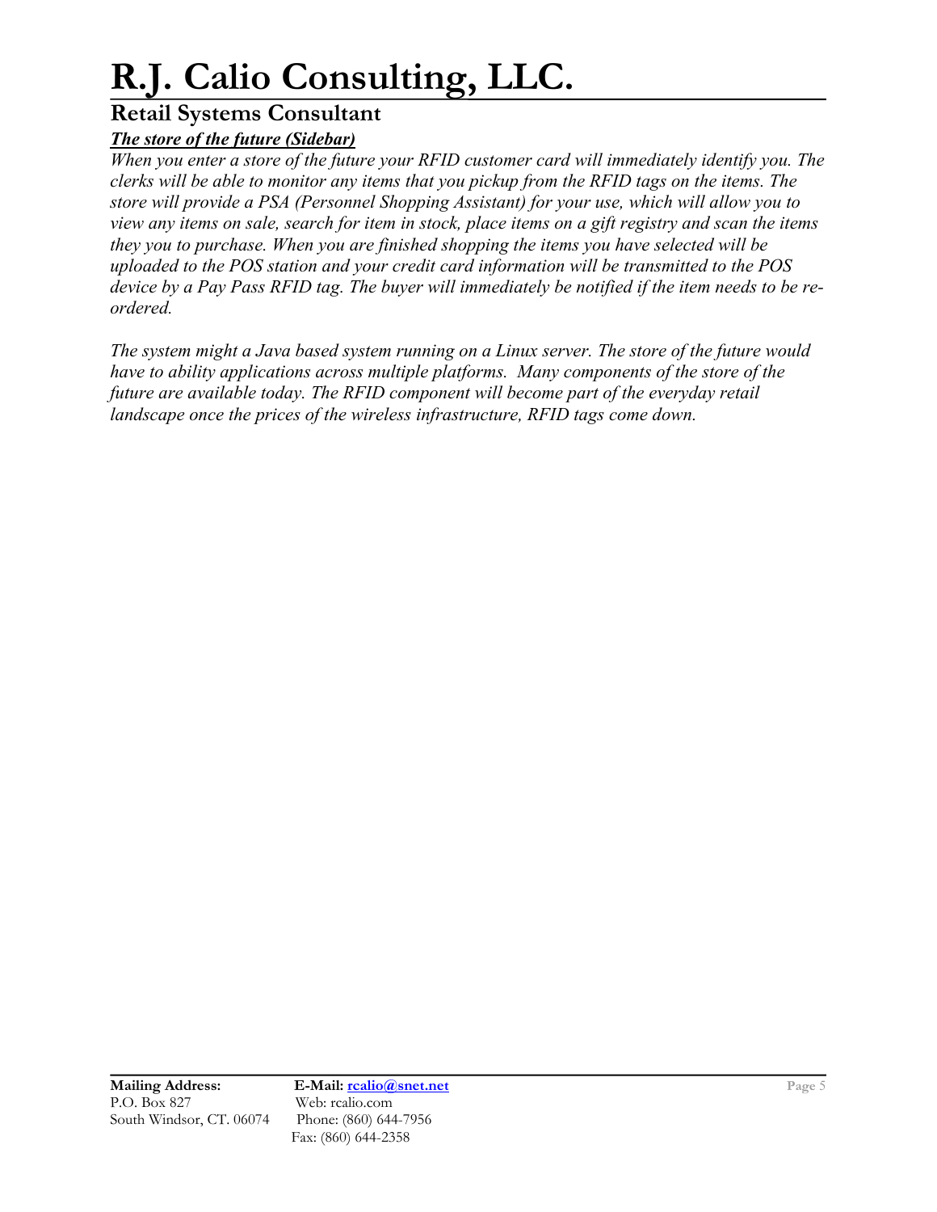# R.J. Calio Consulting, LLC.

## Retail Systems Consultant

***The store of the future (Sidebar)***

*When you enter a store of the future your RFID customer card will immediately identify you. The clerks will be able to monitor any items that you pickup from the RFID tags on the items. The store will provide a PSA (Personnel Shopping Assistant) for your use, which will allow you to view any items on sale, search for item in stock, place items on a gift registry and scan the items they you to purchase. When you are finished shopping the items you have selected will be uploaded to the POS station and your credit card information will be transmitted to the POS device by a Pay Pass RFID tag. The buyer will immediately be notified if the item needs to be re-ordered.*

*The system might a Java based system running on a Linux server. The store of the future would have to ability applications across multiple platforms. Many components of the store of the future are available today. The RFID component will become part of the everyday retail landscape once the prices of the wireless infrastructure, RFID tags come down.*